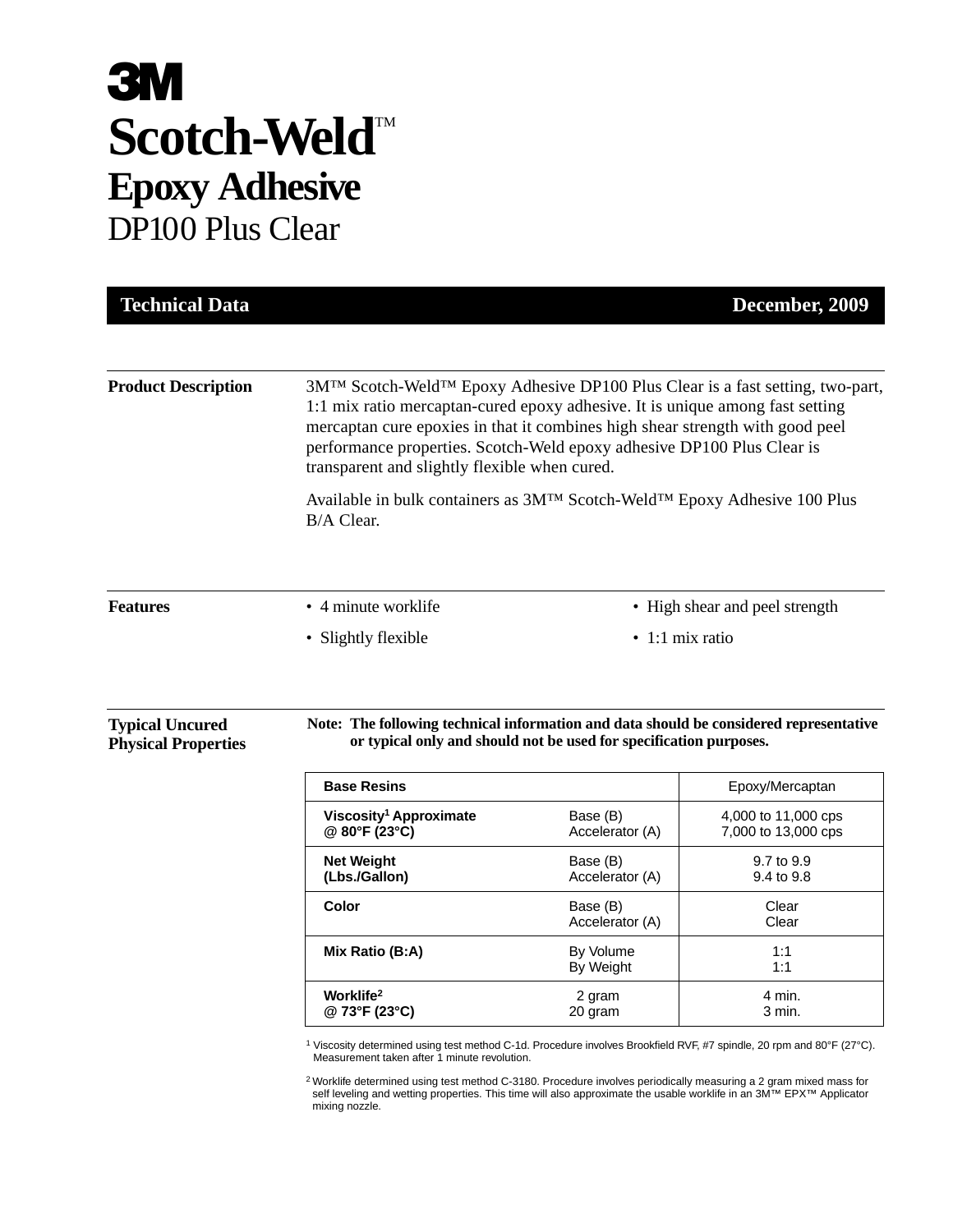# 3M

# Scotch-Weld™

## Epoxy Adhesive

## DP100 Plus Clear

**Technical Data** — **December, 2009**

### Product Description

3M™ Scotch-Weld™ Epoxy Adhesive DP100 Plus Clear is a fast setting, two-part, 1:1 mix ratio mercaptan-cured epoxy adhesive. It is unique among fast setting mercaptan cure epoxies in that it combines high shear strength with good peel performance properties. Scotch-Weld epoxy adhesive DP100 Plus Clear is transparent and slightly flexible when cured.

Available in bulk containers as 3M™ Scotch-Weld™ Epoxy Adhesive 100 Plus B/A Clear.

### Features

- 4 minute worklife
- Slightly flexible
- High shear and peel strength
- 1:1 mix ratio

### Typical Uncured Physical Properties

**Note: The following technical information and data should be considered representative or typical only and should not be used for specification purposes.**

| Property | | Value |
|---|---|---|
| **Base Resins** | | Epoxy/Mercaptan |
| **Viscosity[1] Approximate @ 80°F (23°C)** | Base (B)<br>Accelerator (A) | 4,000 to 11,000 cps<br>7,000 to 13,000 cps |
| **Net Weight (Lbs./Gallon)** | Base (B)<br>Accelerator (A) | 9.7 to 9.9<br>9.4 to 9.8 |
| **Color** | Base (B)<br>Accelerator (A) | Clear<br>Clear |
| **Mix Ratio (B:A)** | By Volume<br>By Weight | 1:1<br>1:1 |
| **Worklife[2] @ 73°F (23°C)** | 2 gram<br>20 gram | 4 min.<br>3 min. |

[1] Viscosity determined using test method C-1d. Procedure involves Brookfield RVF, #7 spindle, 20 rpm and 80°F (27°C). Measurement taken after 1 minute revolution.

[2] Worklife determined using test method C-3180. Procedure involves periodically measuring a 2 gram mixed mass for self leveling and wetting properties. This time will also approximate the usable worklife in an 3M™ EPX™ Applicator mixing nozzle.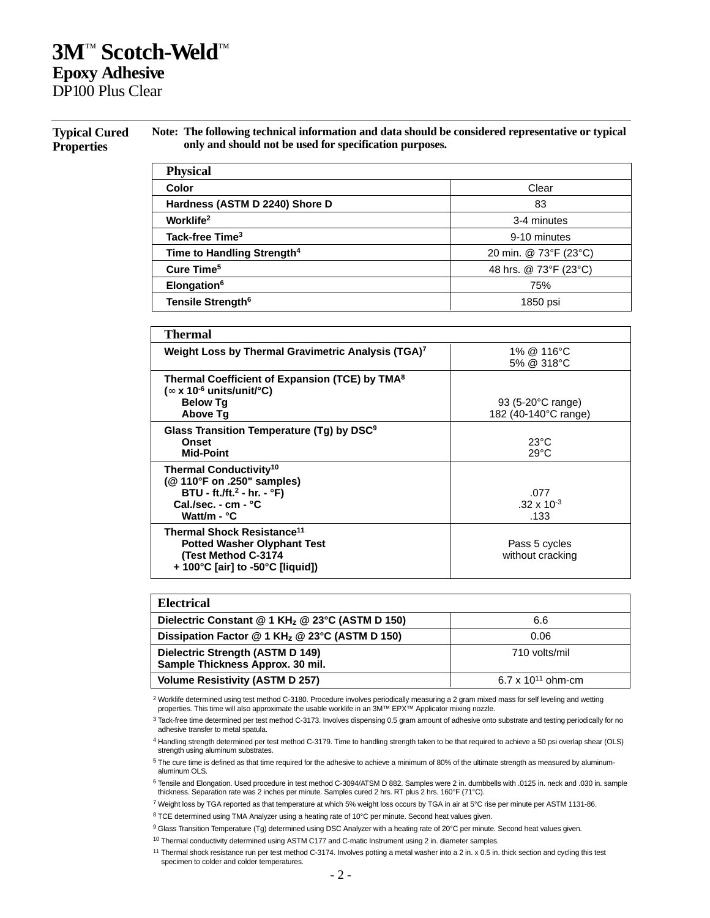# 3M™ Scotch-Weld™

## Epoxy Adhesive

DP100 Plus Clear

### Typical Cured Properties

**Note: The following technical information and data should be considered representative or typical only and should not be used for specification purposes.**

| Physical | |
|---|---|
| **Color** | Clear |
| **Hardness (ASTM D 2240) Shore D** | 83 |
| **Worklife[2]** | 3-4 minutes |
| **Tack-free Time[3]** | 9-10 minutes |
| **Time to Handling Strength[4]** | 20 min. @ 73°F (23°C) |
| **Cure Time[5]** | 48 hrs. @ 73°F (23°C) |
| **Elongation[6]** | 75% |
| **Tensile Strength[6]** | 1850 psi |

| Thermal | |
|---|---|
| **Weight Loss by Thermal Gravimetric Analysis (TGA)[7]** | 1% @ 116°C<br>5% @ 318°C |
| **Thermal Coefficient of Expansion (TCE) by TMA[8] (∞ x $10^{-6}$ units/unit/°C)**<br>**Below Tg**<br>**Above Tg** | <br>93 (5-20°C range)<br>182 (40-140°C range) |
| **Glass Transition Temperature (Tg) by DSC[9]**<br>**Onset**<br>**Mid-Point** | <br>23°C<br>29°C |
| **Thermal Conductivity[10] (@ 110°F on .250" samples)**<br>**BTU - ft./ft.$^2$ - hr. - °F)**<br>**Cal./sec. - cm - °C**<br>**Watt/m - °C** | <br>.077<br>.32 x $10^{-3}$<br>.133 |
| **Thermal Shock Resistance[11]**<br>**Potted Washer Olyphant Test**<br>**(Test Method C-3174**<br>**+ 100°C [air] to -50°C [liquid])** | Pass 5 cycles without cracking |

| Electrical | |
|---|---|
| **Dielectric Constant @ 1 $KH_z$ @ 23°C (ASTM D 150)** | 6.6 |
| **Dissipation Factor @ 1 $KH_z$ @ 23°C (ASTM D 150)** | 0.06 |
| **Dielectric Strength (ASTM D 149) Sample Thickness Approx. 30 mil.** | 710 volts/mil |
| **Volume Resistivity (ASTM D 257)** | 6.7 x $10^{11}$ ohm-cm |

[2] Worklife determined using test method C-3180. Procedure involves periodically measuring a 2 gram mixed mass for self leveling and wetting properties. This time will also approximate the usable worklife in an 3M™ EPX™ Applicator mixing nozzle.

[3] Tack-free time determined per test method C-3173. Involves dispensing 0.5 gram amount of adhesive onto substrate and testing periodically for no adhesive transfer to metal spatula.

[4] Handling strength determined per test method C-3179. Time to handling strength taken to be that required to achieve a 50 psi overlap shear (OLS) strength using aluminum substrates.

[5] The cure time is defined as that time required for the adhesive to achieve a minimum of 80% of the ultimate strength as measured by aluminum-aluminum OLS.

[6] Tensile and Elongation. Used procedure in test method C-3094/ATSM D 882. Samples were 2 in. dumbbells with .0125 in. neck and .030 in. sample thickness. Separation rate was 2 inches per minute. Samples cured 2 hrs. RT plus 2 hrs. 160°F (71°C).

[7] Weight loss by TGA reported as that temperature at which 5% weight loss occurs by TGA in air at 5°C rise per minute per ASTM 1131-86.

[8] TCE determined using TMA Analyzer using a heating rate of 10°C per minute. Second heat values given.

[9] Glass Transition Temperature (Tg) determined using DSC Analyzer with a heating rate of 20°C per minute. Second heat values given.

[10] Thermal conductivity determined using ASTM C177 and C-matic Instrument using 2 in. diameter samples.

[11] Thermal shock resistance run per test method C-3174. Involves potting a metal washer into a 2 in. x 0.5 in. thick section and cycling this test specimen to colder and colder temperatures.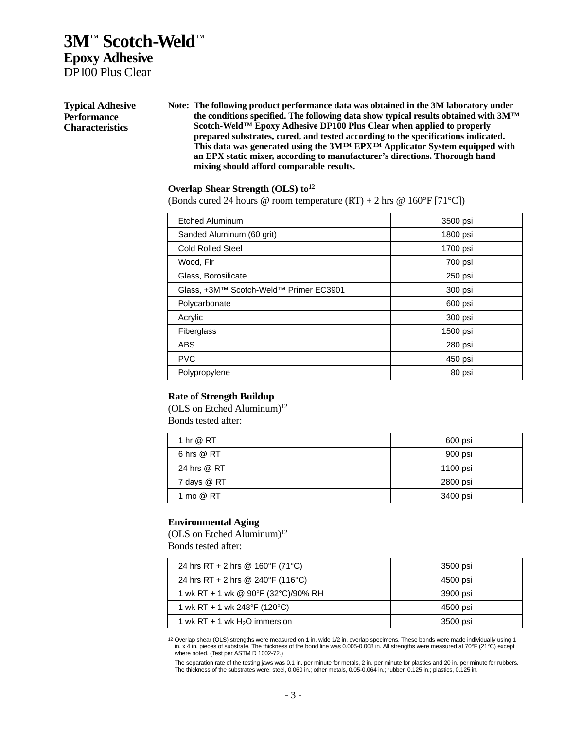# 3M™ Scotch-Weld™
## Epoxy Adhesive
DP100 Plus Clear

### Typical Adhesive Performance Characteristics

**Note: The following product performance data was obtained in the 3M laboratory under the conditions specified. The following data show typical results obtained with 3M™ Scotch-Weld™ Epoxy Adhesive DP100 Plus Clear when applied to properly prepared substrates, cured, and tested according to the specifications indicated. This data was generated using the 3M™ EPX™ Applicator System equipped with an EPX static mixer, according to manufacturer's directions. Thorough hand mixing should afford comparable results.**

**Overlap Shear Strength (OLS) to**[12]
(Bonds cured 24 hours @ room temperature (RT) + 2 hrs @ 160°F [71°C])

| Substrate | OLS |
|---|---|
| Etched Aluminum | 3500 psi |
| Sanded Aluminum (60 grit) | 1800 psi |
| Cold Rolled Steel | 1700 psi |
| Wood, Fir | 700 psi |
| Glass, Borosilicate | 250 psi |
| Glass, +3M™ Scotch-Weld™ Primer EC3901 | 300 psi |
| Polycarbonate | 600 psi |
| Acrylic | 300 psi |
| Fiberglass | 1500 psi |
| ABS | 280 psi |
| PVC | 450 psi |
| Polypropylene | 80 psi |

**Rate of Strength Buildup**
(OLS on Etched Aluminum)[12]
Bonds tested after:

| Time | OLS |
|---|---|
| 1 hr @ RT | 600 psi |
| 6 hrs @ RT | 900 psi |
| 24 hrs @ RT | 1100 psi |
| 7 days @ RT | 2800 psi |
| 1 mo @ RT | 3400 psi |

**Environmental Aging**
(OLS on Etched Aluminum)[12]
Bonds tested after:

| Condition | OLS |
|---|---|
| 24 hrs RT + 2 hrs @ 160°F (71°C) | 3500 psi |
| 24 hrs RT + 2 hrs @ 240°F (116°C) | 4500 psi |
| 1 wk RT + 1 wk @ 90°F (32°C)/90% RH | 3900 psi |
| 1 wk RT + 1 wk 248°F (120°C) | 4500 psi |
| 1 wk RT + 1 wk $H_2O$ immersion | 3500 psi |

[12] Overlap shear (OLS) strengths were measured on 1 in. wide 1/2 in. overlap specimens. These bonds were made individually using 1 in. x 4 in. pieces of substrate. The thickness of the bond line was 0.005-0.008 in. All strengths were measured at 70°F (21°C) except where noted. (Test per ASTM D 1002-72.)

The separation rate of the testing jaws was 0.1 in. per minute for metals, 2 in. per minute for plastics and 20 in. per minute for rubbers. The thickness of the substrates were: steel, 0.060 in.; other metals, 0.05-0.064 in.; rubber, 0.125 in.; plastics, 0.125 in.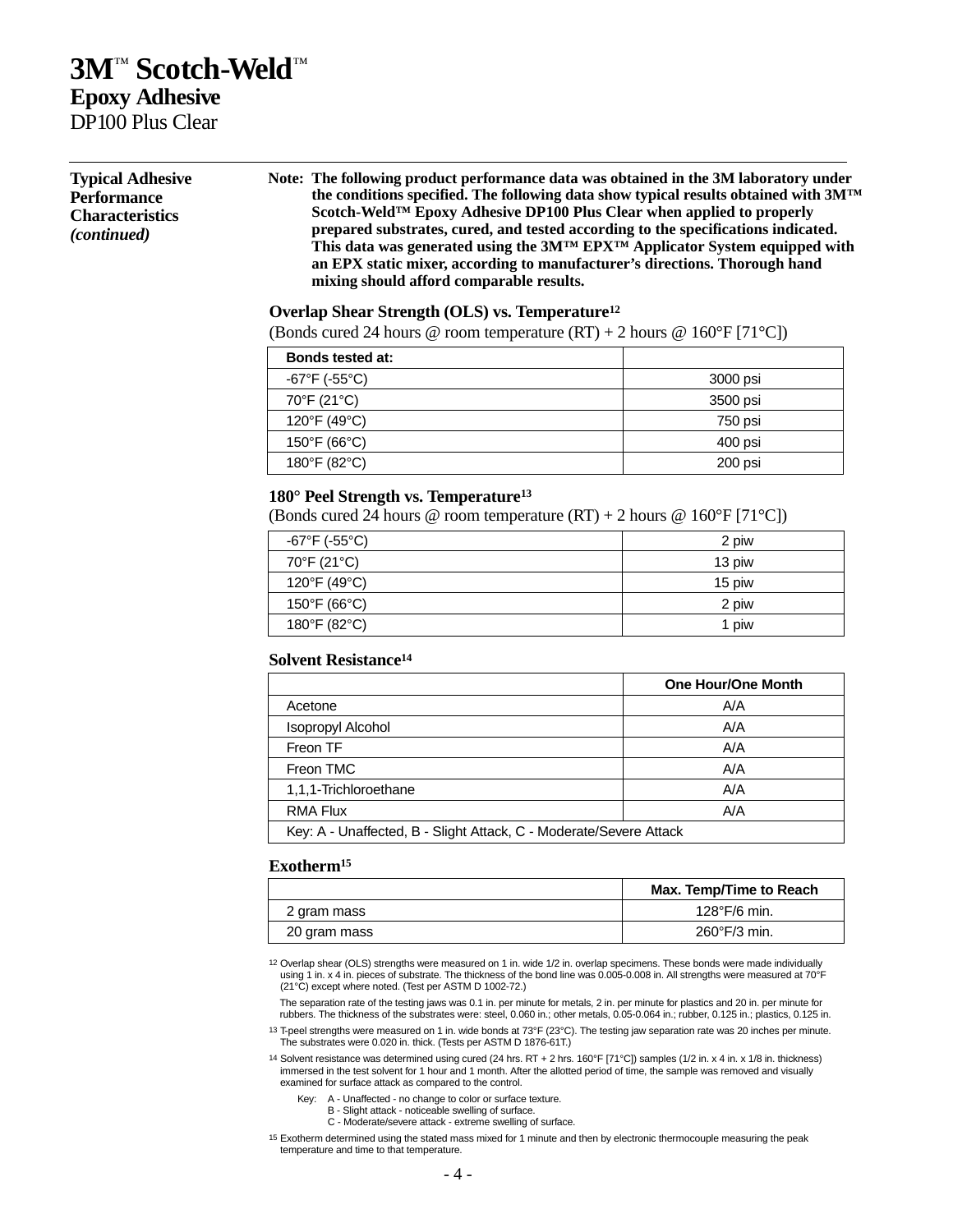# 3M™ Scotch-Weld™

## Epoxy Adhesive

DP100 Plus Clear

---

**Typical Adhesive Performance Characteristics *(continued)***

**Note: The following product performance data was obtained in the 3M laboratory under the conditions specified. The following data show typical results obtained with 3M™ Scotch-Weld™ Epoxy Adhesive DP100 Plus Clear when applied to properly prepared substrates, cured, and tested according to the specifications indicated. This data was generated using the 3M™ EPX™ Applicator System equipped with an EPX static mixer, according to manufacturer's directions. Thorough hand mixing should afford comparable results.**

**Overlap Shear Strength (OLS) vs. Temperature[12]**

(Bonds cured 24 hours @ room temperature (RT) + 2 hours @ 160°F [71°C])

| Bonds tested at: | |
|---|---|
| -67°F (-55°C) | 3000 psi |
| 70°F (21°C) | 3500 psi |
| 120°F (49°C) | 750 psi |
| 150°F (66°C) | 400 psi |
| 180°F (82°C) | 200 psi |

**180° Peel Strength vs. Temperature[13]**

(Bonds cured 24 hours @ room temperature (RT) + 2 hours @ 160°F [71°C])

| | |
|---|---|
| -67°F (-55°C) | 2 piw |
| 70°F (21°C) | 13 piw |
| 120°F (49°C) | 15 piw |
| 150°F (66°C) | 2 piw |
| 180°F (82°C) | 1 piw |

**Solvent Resistance[14]**

| | One Hour/One Month |
|---|---|
| Acetone | A/A |
| Isopropyl Alcohol | A/A |
| Freon TF | A/A |
| Freon TMC | A/A |
| 1,1,1-Trichloroethane | A/A |
| RMA Flux | A/A |
| Key: A - Unaffected, B - Slight Attack, C - Moderate/Severe Attack | |

**Exotherm[15]**

| | Max. Temp/Time to Reach |
|---|---|
| 2 gram mass | 128°F/6 min. |
| 20 gram mass | 260°F/3 min. |

[12] Overlap shear (OLS) strengths were measured on 1 in. wide 1/2 in. overlap specimens. These bonds were made individually using 1 in. x 4 in. pieces of substrate. The thickness of the bond line was 0.005-0.008 in. All strengths were measured at 70°F (21°C) except where noted. (Test per ASTM D 1002-72.)

The separation rate of the testing jaws was 0.1 in. per minute for metals, 2 in. per minute for plastics and 20 in. per minute for rubbers. The thickness of the substrates were: steel, 0.060 in.; other metals, 0.05-0.064 in.; rubber, 0.125 in.; plastics, 0.125 in.

[13] T-peel strengths were measured on 1 in. wide bonds at 73°F (23°C). The testing jaw separation rate was 20 inches per minute. The substrates were 0.020 in. thick. (Tests per ASTM D 1876-61T.)

[14] Solvent resistance was determined using cured (24 hrs. RT + 2 hrs. 160°F [71°C]) samples (1/2 in. x 4 in. x 1/8 in. thickness) immersed in the test solvent for 1 hour and 1 month. After the allotted period of time, the sample was removed and visually examined for surface attack as compared to the control.

Key: A - Unaffected - no change to color or surface texture.
B - Slight attack - noticeable swelling of surface.
C - Moderate/severe attack - extreme swelling of surface.

[15] Exotherm determined using the stated mass mixed for 1 minute and then by electronic thermocouple measuring the peak temperature and time to that temperature.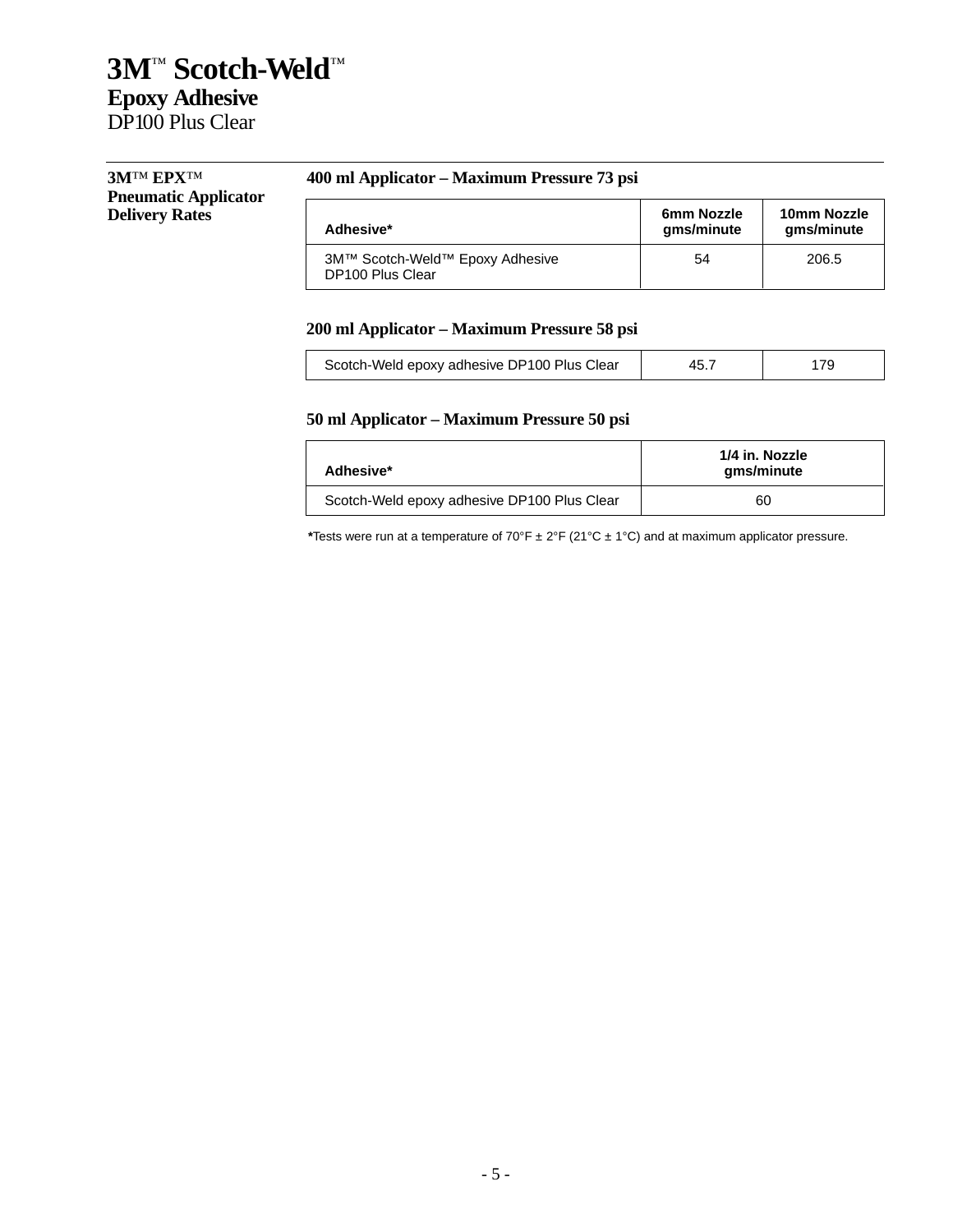# 3M™ Scotch-Weld™

## Epoxy Adhesive

DP100 Plus Clear

---

**3M™ EPX™ Pneumatic Applicator Delivery Rates**

**400 ml Applicator – Maximum Pressure 73 psi**

| Adhesive* | 6mm Nozzle gms/minute | 10mm Nozzle gms/minute |
|---|---|---|
| 3M™ Scotch-Weld™ Epoxy Adhesive DP100 Plus Clear | 54 | 206.5 |

**200 ml Applicator – Maximum Pressure 58 psi**

| Adhesive* | 6mm Nozzle gms/minute | 10mm Nozzle gms/minute |
|---|---|---|
| Scotch-Weld epoxy adhesive DP100 Plus Clear | 45.7 | 179 |

**50 ml Applicator – Maximum Pressure 50 psi**

| Adhesive* | 1/4 in. Nozzle gms/minute |
|---|---|
| Scotch-Weld epoxy adhesive DP100 Plus Clear | 60 |

*Tests were run at a temperature of 70°F ± 2°F (21°C ± 1°C) and at maximum applicator pressure.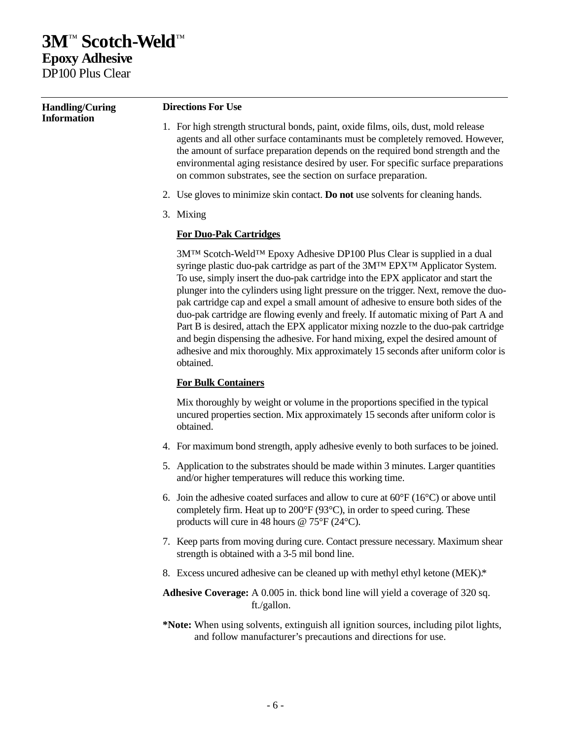# 3M™ Scotch-Weld™
## Epoxy Adhesive
DP100 Plus Clear

---

**Handling/Curing Information**

**Directions For Use**

1. For high strength structural bonds, paint, oxide films, oils, dust, mold release agents and all other surface contaminants must be completely removed. However, the amount of surface preparation depends on the required bond strength and the environmental aging resistance desired by user. For specific surface preparations on common substrates, see the section on surface preparation.

2. Use gloves to minimize skin contact. **Do not** use solvents for cleaning hands.

3. Mixing

   **For Duo-Pak Cartridges**

   3M™ Scotch-Weld™ Epoxy Adhesive DP100 Plus Clear is supplied in a dual syringe plastic duo-pak cartridge as part of the 3M™ EPX™ Applicator System. To use, simply insert the duo-pak cartridge into the EPX applicator and start the plunger into the cylinders using light pressure on the trigger. Next, remove the duo-pak cartridge cap and expel a small amount of adhesive to ensure both sides of the duo-pak cartridge are flowing evenly and freely. If automatic mixing of Part A and Part B is desired, attach the EPX applicator mixing nozzle to the duo-pak cartridge and begin dispensing the adhesive. For hand mixing, expel the desired amount of adhesive and mix thoroughly. Mix approximately 15 seconds after uniform color is obtained.

   **For Bulk Containers**

   Mix thoroughly by weight or volume in the proportions specified in the typical uncured properties section. Mix approximately 15 seconds after uniform color is obtained.

4. For maximum bond strength, apply adhesive evenly to both surfaces to be joined.

5. Application to the substrates should be made within 3 minutes. Larger quantities and/or higher temperatures will reduce this working time.

6. Join the adhesive coated surfaces and allow to cure at 60°F (16°C) or above until completely firm. Heat up to 200°F (93°C), in order to speed curing. These products will cure in 48 hours @ 75°F (24°C).

7. Keep parts from moving during cure. Contact pressure necessary. Maximum shear strength is obtained with a 3-5 mil bond line.

8. Excess uncured adhesive can be cleaned up with methyl ethyl ketone (MEK).*

**Adhesive Coverage:** A 0.005 in. thick bond line will yield a coverage of 320 sq. ft./gallon.

***Note:** When using solvents, extinguish all ignition sources, including pilot lights, and follow manufacturer's precautions and directions for use.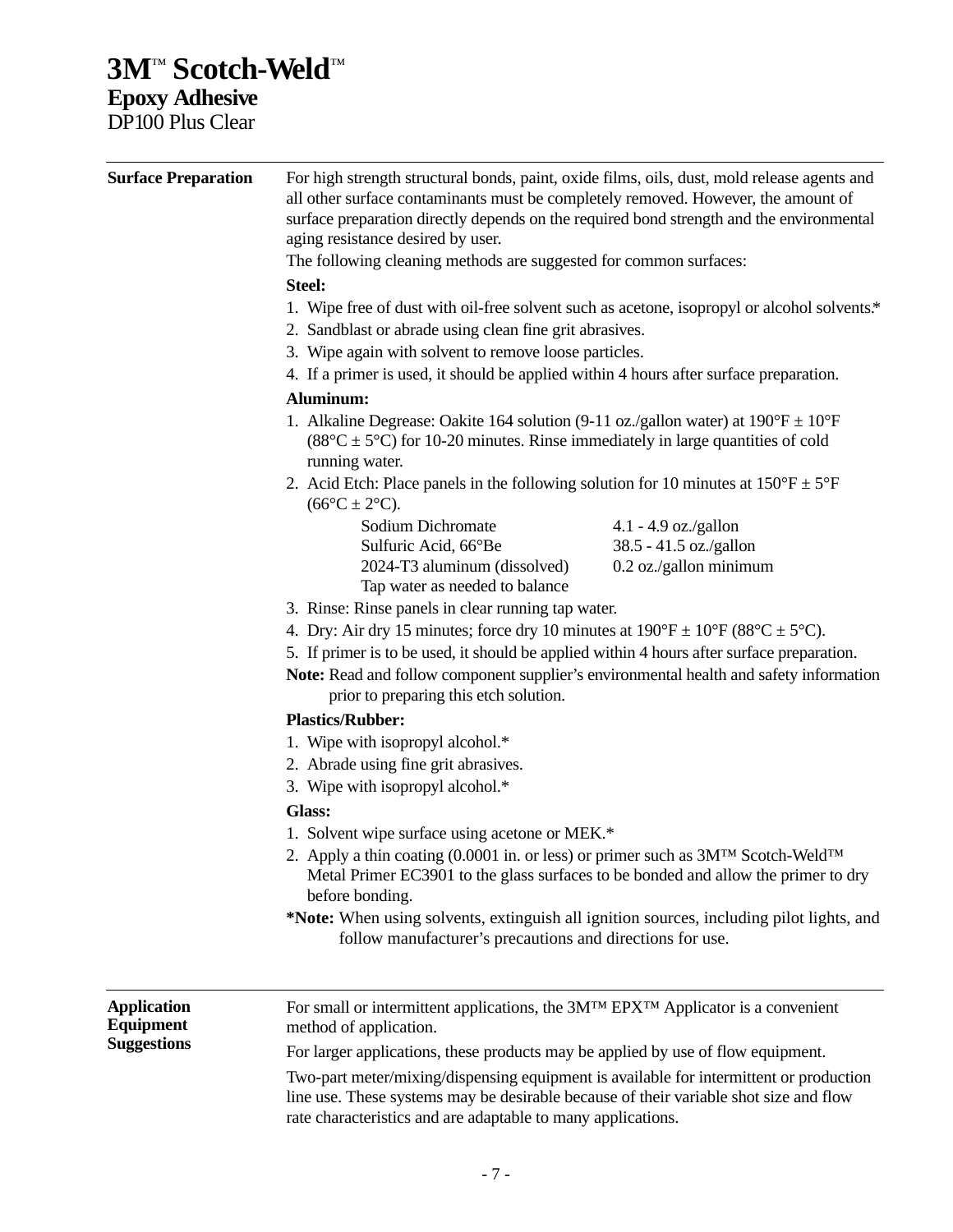# 3M™ Scotch-Weld™

## Epoxy Adhesive

DP100 Plus Clear

---

**Surface Preparation**

For high strength structural bonds, paint, oxide films, oils, dust, mold release agents and all other surface contaminants must be completely removed. However, the amount of surface preparation directly depends on the required bond strength and the environmental aging resistance desired by user.

The following cleaning methods are suggested for common surfaces:

**Steel:**

1. Wipe free of dust with oil-free solvent such as acetone, isopropyl or alcohol solvents.*
2. Sandblast or abrade using clean fine grit abrasives.
3. Wipe again with solvent to remove loose particles.
4. If a primer is used, it should be applied within 4 hours after surface preparation.

**Aluminum:**

1. Alkaline Degrease: Oakite 164 solution (9-11 oz./gallon water) at 190°F ± 10°F (88°C ± 5°C) for 10-20 minutes. Rinse immediately in large quantities of cold running water.
2. Acid Etch: Place panels in the following solution for 10 minutes at 150°F ± 5°F (66°C ± 2°C).

| | |
|---|---|
| Sodium Dichromate | 4.1 - 4.9 oz./gallon |
| Sulfuric Acid, 66°Be | 38.5 - 41.5 oz./gallon |
| 2024-T3 aluminum (dissolved) | 0.2 oz./gallon minimum |
| Tap water as needed to balance | |

3. Rinse: Rinse panels in clear running tap water.
4. Dry: Air dry 15 minutes; force dry 10 minutes at 190°F ± 10°F (88°C ± 5°C).
5. If primer is to be used, it should be applied within 4 hours after surface preparation.

**Note:** Read and follow component supplier's environmental health and safety information prior to preparing this etch solution.

**Plastics/Rubber:**

1. Wipe with isopropyl alcohol.*
2. Abrade using fine grit abrasives.
3. Wipe with isopropyl alcohol.*

**Glass:**

1. Solvent wipe surface using acetone or MEK.*
2. Apply a thin coating (0.0001 in. or less) or primer such as 3M™ Scotch-Weld™ Metal Primer EC3901 to the glass surfaces to be bonded and allow the primer to dry before bonding.

***Note:** When using solvents, extinguish all ignition sources, including pilot lights, and follow manufacturer's precautions and directions for use.

---

**Application Equipment Suggestions**

For small or intermittent applications, the 3M™ EPX™ Applicator is a convenient method of application.

For larger applications, these products may be applied by use of flow equipment.

Two-part meter/mixing/dispensing equipment is available for intermittent or production line use. These systems may be desirable because of their variable shot size and flow rate characteristics and are adaptable to many applications.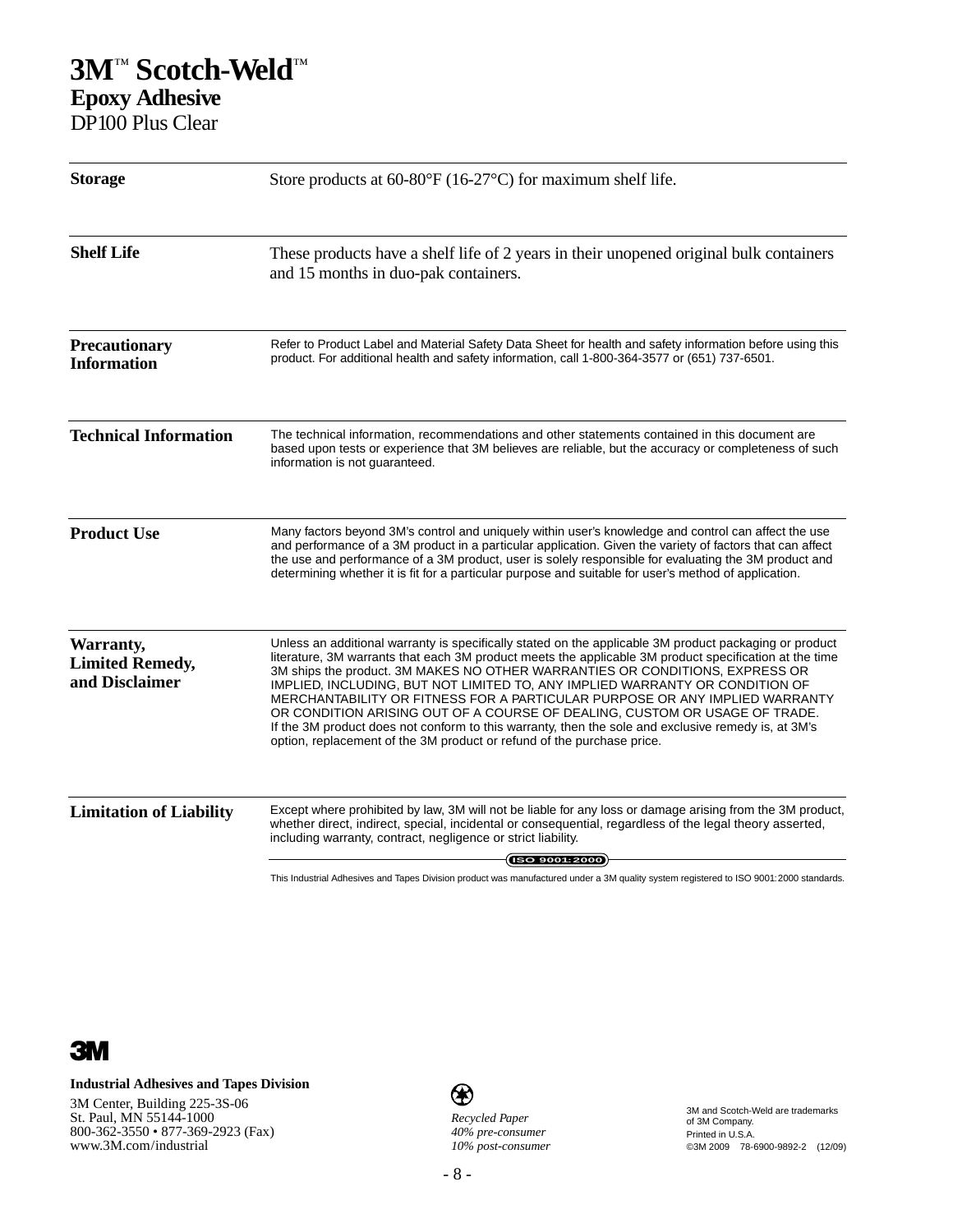# 3M™ Scotch-Weld™

## Epoxy Adhesive

DP100 Plus Clear

| | |
|---|---|
| **Storage** | Store products at 60-80°F (16-27°C) for maximum shelf life. |
| **Shelf Life** | These products have a shelf life of 2 years in their unopened original bulk containers and 15 months in duo-pak containers. |
| **Precautionary Information** | Refer to Product Label and Material Safety Data Sheet for health and safety information before using this product. For additional health and safety information, call 1-800-364-3577 or (651) 737-6501. |
| **Technical Information** | The technical information, recommendations and other statements contained in this document are based upon tests or experience that 3M believes are reliable, but the accuracy or completeness of such information is not guaranteed. |
| **Product Use** | Many factors beyond 3M's control and uniquely within user's knowledge and control can affect the use and performance of a 3M product in a particular application. Given the variety of factors that can affect the use and performance of a 3M product, user is solely responsible for evaluating the 3M product and determining whether it is fit for a particular purpose and suitable for user's method of application. |
| **Warranty, Limited Remedy, and Disclaimer** | Unless an additional warranty is specifically stated on the applicable 3M product packaging or product literature, 3M warrants that each 3M product meets the applicable 3M product specification at the time 3M ships the product. 3M MAKES NO OTHER WARRANTIES OR CONDITIONS, EXPRESS OR IMPLIED, INCLUDING, BUT NOT LIMITED TO, ANY IMPLIED WARRANTY OR CONDITION OF MERCHANTABILITY OR FITNESS FOR A PARTICULAR PURPOSE OR ANY IMPLIED WARRANTY OR CONDITION ARISING OUT OF A COURSE OF DEALING, CUSTOM OR USAGE OF TRADE. If the 3M product does not conform to this warranty, then the sole and exclusive remedy is, at 3M's option, replacement of the 3M product or refund of the purchase price. |
| **Limitation of Liability** | Except where prohibited by law, 3M will not be liable for any loss or damage arising from the 3M product, whether direct, indirect, special, incidental or consequential, regardless of the legal theory asserted, including warranty, contract, negligence or strict liability. |

ISO 9001:2000

This Industrial Adhesives and Tapes Division product was manufactured under a 3M quality system registered to ISO 9001:2000 standards.

3M

**Industrial Adhesives and Tapes Division**

3M Center, Building 225-3S-06
St. Paul, MN 55144-1000
800-362-3550 • 877-369-2923 (Fax)
www.3M.com/industrial

*Recycled Paper*
*40% pre-consumer*
*10% post-consumer*

3M and Scotch-Weld are trademarks of 3M Company.
Printed in U.S.A.
©3M 2009 78-6900-9892-2 (12/09)